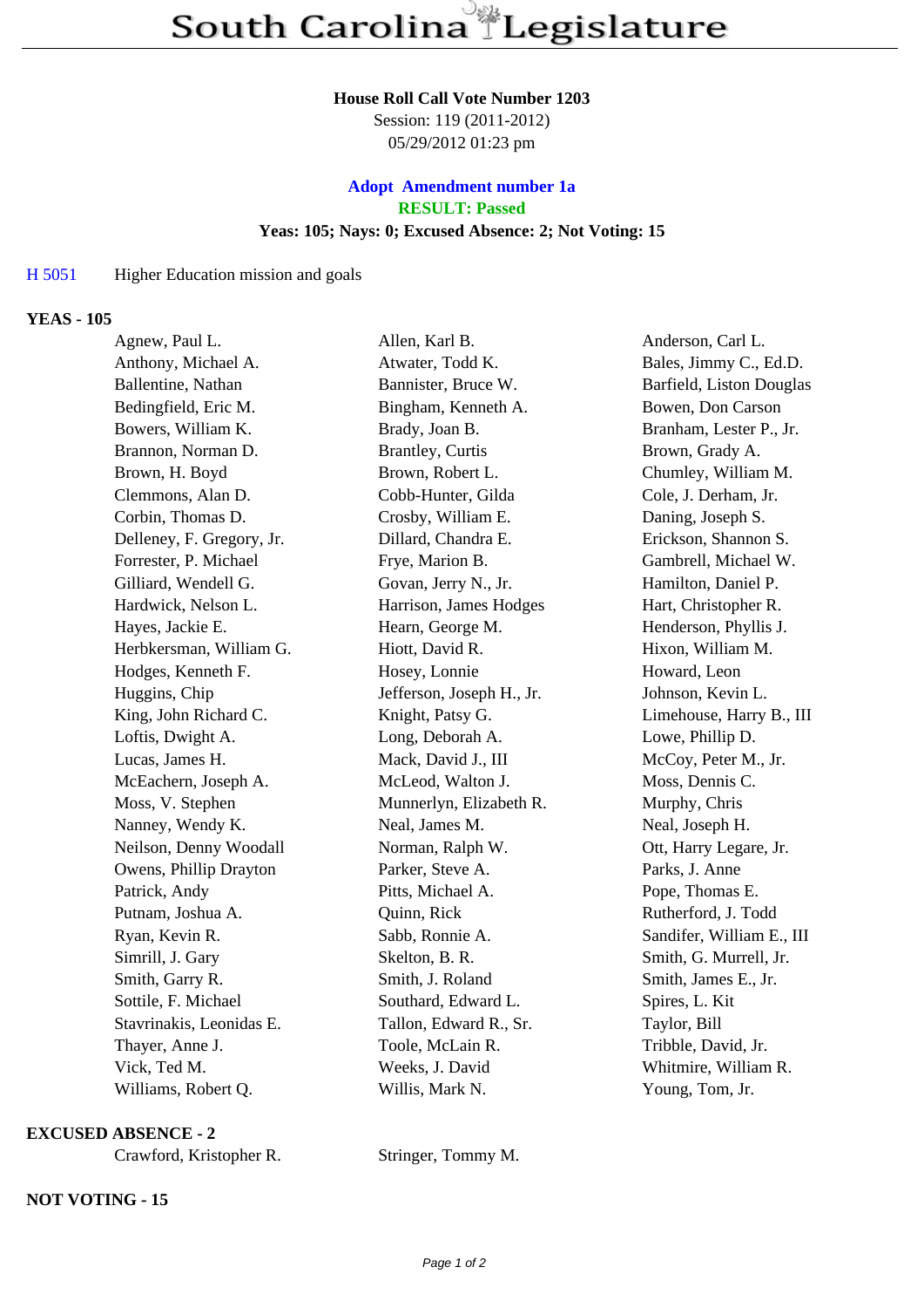# South Carolina Legislature

**House Roll Call Vote Number 1203**
Session: 119 (2011-2012)
05/29/2012 01:23 pm

**Adopt Amendment number 1a**
**RESULT: Passed**
**Yeas: 105; Nays: 0; Excused Absence: 2; Not Voting: 15**

H 5051 Higher Education mission and goals

**YEAS - 105**

| | | |
|---|---|---|
| Agnew, Paul L. | Allen, Karl B. | Anderson, Carl L. |
| Anthony, Michael A. | Atwater, Todd K. | Bales, Jimmy C., Ed.D. |
| Ballentine, Nathan | Bannister, Bruce W. | Barfield, Liston Douglas |
| Bedingfield, Eric M. | Bingham, Kenneth A. | Bowen, Don Carson |
| Bowers, William K. | Brady, Joan B. | Branham, Lester P., Jr. |
| Brannon, Norman D. | Brantley, Curtis | Brown, Grady A. |
| Brown, H. Boyd | Brown, Robert L. | Chumley, William M. |
| Clemmons, Alan D. | Cobb-Hunter, Gilda | Cole, J. Derham, Jr. |
| Corbin, Thomas D. | Crosby, William E. | Daning, Joseph S. |
| Delleney, F. Gregory, Jr. | Dillard, Chandra E. | Erickson, Shannon S. |
| Forrester, P. Michael | Frye, Marion B. | Gambrell, Michael W. |
| Gilliard, Wendell G. | Govan, Jerry N., Jr. | Hamilton, Daniel P. |
| Hardwick, Nelson L. | Harrison, James Hodges | Hart, Christopher R. |
| Hayes, Jackie E. | Hearn, George M. | Henderson, Phyllis J. |
| Herbkersman, William G. | Hiott, David R. | Hixon, William M. |
| Hodges, Kenneth F. | Hosey, Lonnie | Howard, Leon |
| Huggins, Chip | Jefferson, Joseph H., Jr. | Johnson, Kevin L. |
| King, John Richard C. | Knight, Patsy G. | Limehouse, Harry B., III |
| Loftis, Dwight A. | Long, Deborah A. | Lowe, Phillip D. |
| Lucas, James H. | Mack, David J., III | McCoy, Peter M., Jr. |
| McEachern, Joseph A. | McLeod, Walton J. | Moss, Dennis C. |
| Moss, V. Stephen | Munnerlyn, Elizabeth R. | Murphy, Chris |
| Nanney, Wendy K. | Neal, James M. | Neal, Joseph H. |
| Neilson, Denny Woodall | Norman, Ralph W. | Ott, Harry Legare, Jr. |
| Owens, Phillip Drayton | Parker, Steve A. | Parks, J. Anne |
| Patrick, Andy | Pitts, Michael A. | Pope, Thomas E. |
| Putnam, Joshua A. | Quinn, Rick | Rutherford, J. Todd |
| Ryan, Kevin R. | Sabb, Ronnie A. | Sandifer, William E., III |
| Simrill, J. Gary | Skelton, B. R. | Smith, G. Murrell, Jr. |
| Smith, Garry R. | Smith, J. Roland | Smith, James E., Jr. |
| Sottile, F. Michael | Southard, Edward L. | Spires, L. Kit |
| Stavrinakis, Leonidas E. | Tallon, Edward R., Sr. | Taylor, Bill |
| Thayer, Anne J. | Toole, McLain R. | Tribble, David, Jr. |
| Vick, Ted M. | Weeks, J. David | Whitmire, William R. |
| Williams, Robert Q. | Willis, Mark N. | Young, Tom, Jr. |

**EXCUSED ABSENCE - 2**

| | |
|---|---|
| Crawford, Kristopher R. | Stringer, Tommy M. |

**NOT VOTING - 15**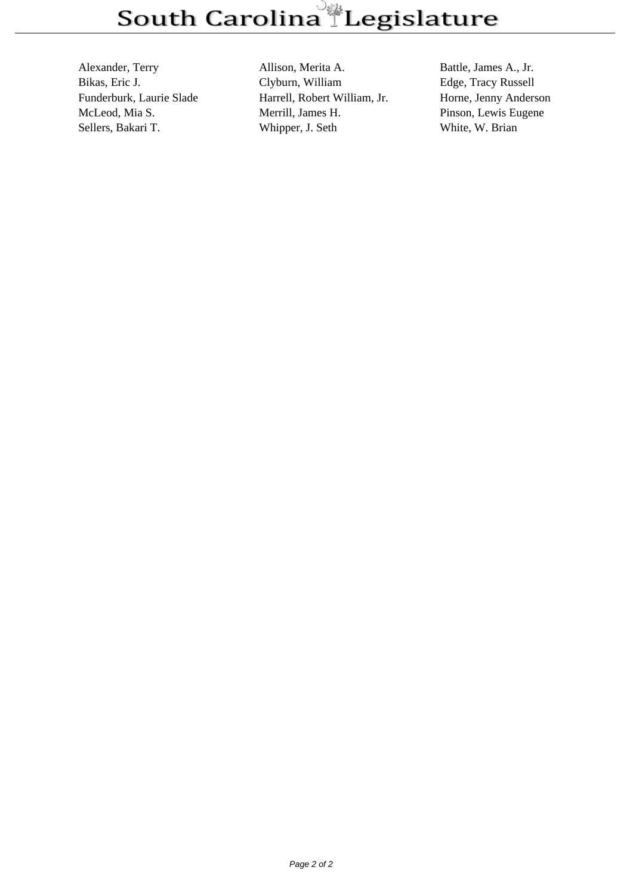Alexander, Terry
Allison, Merita A.
Battle, James A., Jr.
Bikas, Eric J.
Clyburn, William
Edge, Tracy Russell
Funderburk, Laurie Slade
Harrell, Robert William, Jr.
Horne, Jenny Anderson
McLeod, Mia S.
Merrill, James H.
Pinson, Lewis Eugene
Sellers, Bakari T.
Whipper, J. Seth
White, W. Brian